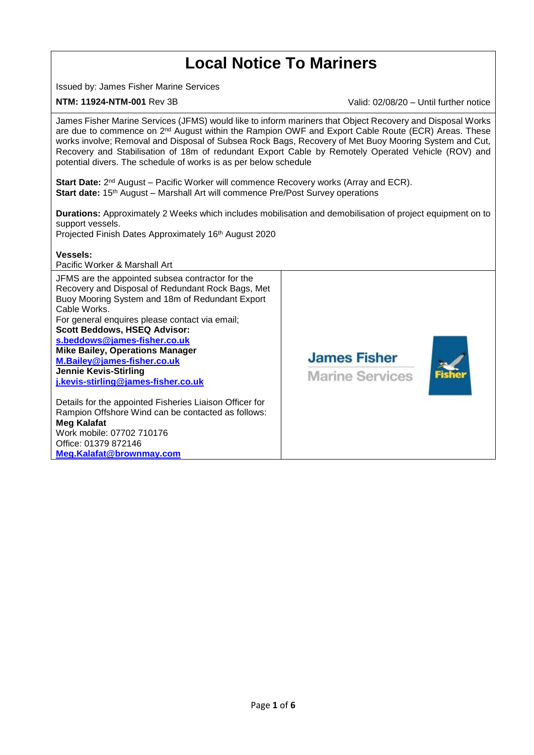# Local Notice To Mariners

Issued by: James Fisher Marine Services

**NTM: 11924-NTM-001** Rev 3B

Valid: 02/08/20 – Until further notice

James Fisher Marine Services (JFMS) would like to inform mariners that Object Recovery and Disposal Works are due to commence on 2nd August within the Rampion OWF and Export Cable Route (ECR) Areas. These works involve; Removal and Disposal of Subsea Rock Bags, Recovery of Met Buoy Mooring System and Cut, Recovery and Stabilisation of 18m of redundant Export Cable by Remotely Operated Vehicle (ROV) and potential divers. The schedule of works is as per below schedule

**Start Date:** 2nd August – Pacific Worker will commence Recovery works (Array and ECR).
**Start date:** 15th August – Marshall Art will commence Pre/Post Survey operations

**Durations:** Approximately 2 Weeks which includes mobilisation and demobilisation of project equipment on to support vessels.
Projected Finish Dates Approximately 16th August 2020

**Vessels:**
Pacific Worker & Marshall Art

JFMS are the appointed subsea contractor for the Recovery and Disposal of Redundant Rock Bags, Met Buoy Mooring System and 18m of Redundant Export Cable Works.
For general enquires please contact via email;
**Scott Beddows, HSEQ Advisor:**
**s.beddows@james-fisher.co.uk**
**Mike Bailey, Operations Manager**
**M.Bailey@james-fisher.co.uk**
**Jennie Kevis-Stirling**
**j.kevis-stirling@james-fisher.co.uk**

Details for the appointed Fisheries Liaison Officer for Rampion Offshore Wind can be contacted as follows:
**Meg Kalafat**
Work mobile: 07702 710176
Office: 01379 872146
**Meg.Kalafat@brownmay.com**

James Fisher Marine Services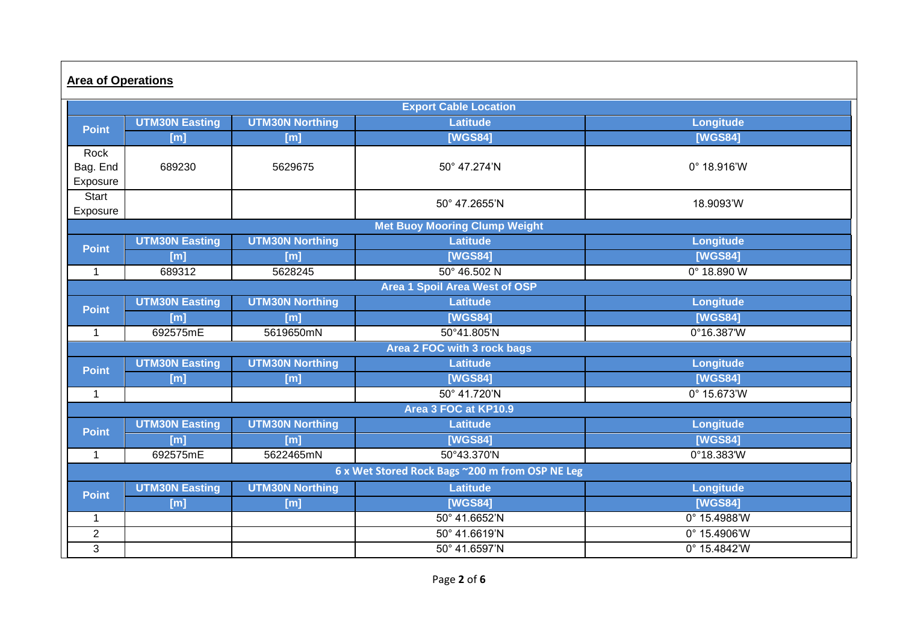**Area of Operations**

| Export Cable Location | | | | |
|---|---|---|---|---|
| Point | UTM30N Easting [m] | UTM30N Northing [m] | Latitude [WGS84] | Longitude [WGS84] |
| Rock Bag. End Exposure | 689230 | 5629675 | 50° 47.274'N | 0° 18.916'W |
| Start Exposure | | | 50° 47.2655'N | 18.9093'W |

| Met Buoy Mooring Clump Weight | | | | |
|---|---|---|---|---|
| Point | UTM30N Easting [m] | UTM30N Northing [m] | Latitude [WGS84] | Longitude [WGS84] |
| 1 | 689312 | 5628245 | 50° 46.502 N | 0° 18.890 W |

| Area 1 Spoil Area West of OSP | | | | |
|---|---|---|---|---|
| Point | UTM30N Easting [m] | UTM30N Northing [m] | Latitude [WGS84] | Longitude [WGS84] |
| 1 | 692575mE | 5619650mN | 50°41.805'N | 0°16.387'W |

| Area 2 FOC with 3 rock bags | | | | |
|---|---|---|---|---|
| Point | UTM30N Easting [m] | UTM30N Northing [m] | Latitude [WGS84] | Longitude [WGS84] |
| 1 | | | 50° 41.720'N | 0° 15.673'W |

| Area 3 FOC at KP10.9 | | | | |
|---|---|---|---|---|
| Point | UTM30N Easting [m] | UTM30N Northing [m] | Latitude [WGS84] | Longitude [WGS84] |
| 1 | 692575mE | 5622465mN | 50°43.370'N | 0°18.383'W |

| 6 x Wet Stored Rock Bags ~200 m from OSP NE Leg | | | | |
|---|---|---|---|---|
| Point | UTM30N Easting [m] | UTM30N Northing [m] | Latitude [WGS84] | Longitude [WGS84] |
| 1 | | | 50° 41.6652'N | 0° 15.4988'W |
| 2 | | | 50° 41.6619'N | 0° 15.4906'W |
| 3 | | | 50° 41.6597'N | 0° 15.4842'W |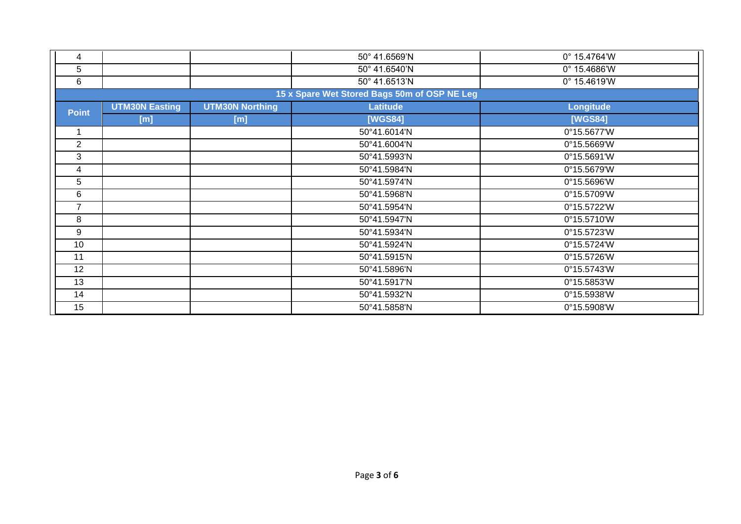| 4 | | | 50° 41.6569'N | 0° 15.4764'W |
|---|---|---|---|---|
| 5 | | | 50° 41.6540'N | 0° 15.4686'W |
| 6 | | | 50° 41.6513'N | 0° 15.4619'W |

**15 x Spare Wet Stored Bags 50m of OSP NE Leg**

| Point | UTM30N Easting [m] | UTM30N Northing [m] | Latitude [WGS84] | Longitude [WGS84] |
|---|---|---|---|---|
| 1 | | | 50°41.6014'N | 0°15.5677'W |
| 2 | | | 50°41.6004'N | 0°15.5669'W |
| 3 | | | 50°41.5993'N | 0°15.5691'W |
| 4 | | | 50°41.5984'N | 0°15.5679'W |
| 5 | | | 50°41.5974'N | 0°15.5696'W |
| 6 | | | 50°41.5968'N | 0°15.5709'W |
| 7 | | | 50°41.5954'N | 0°15.5722'W |
| 8 | | | 50°41.5947'N | 0°15.5710'W |
| 9 | | | 50°41.5934'N | 0°15.5723'W |
| 10 | | | 50°41.5924'N | 0°15.5724'W |
| 11 | | | 50°41.5915'N | 0°15.5726'W |
| 12 | | | 50°41.5896'N | 0°15.5743'W |
| 13 | | | 50°41.5917'N | 0°15.5853'W |
| 14 | | | 50°41.5932'N | 0°15.5938'W |
| 15 | | | 50°41.5858'N | 0°15.5908'W |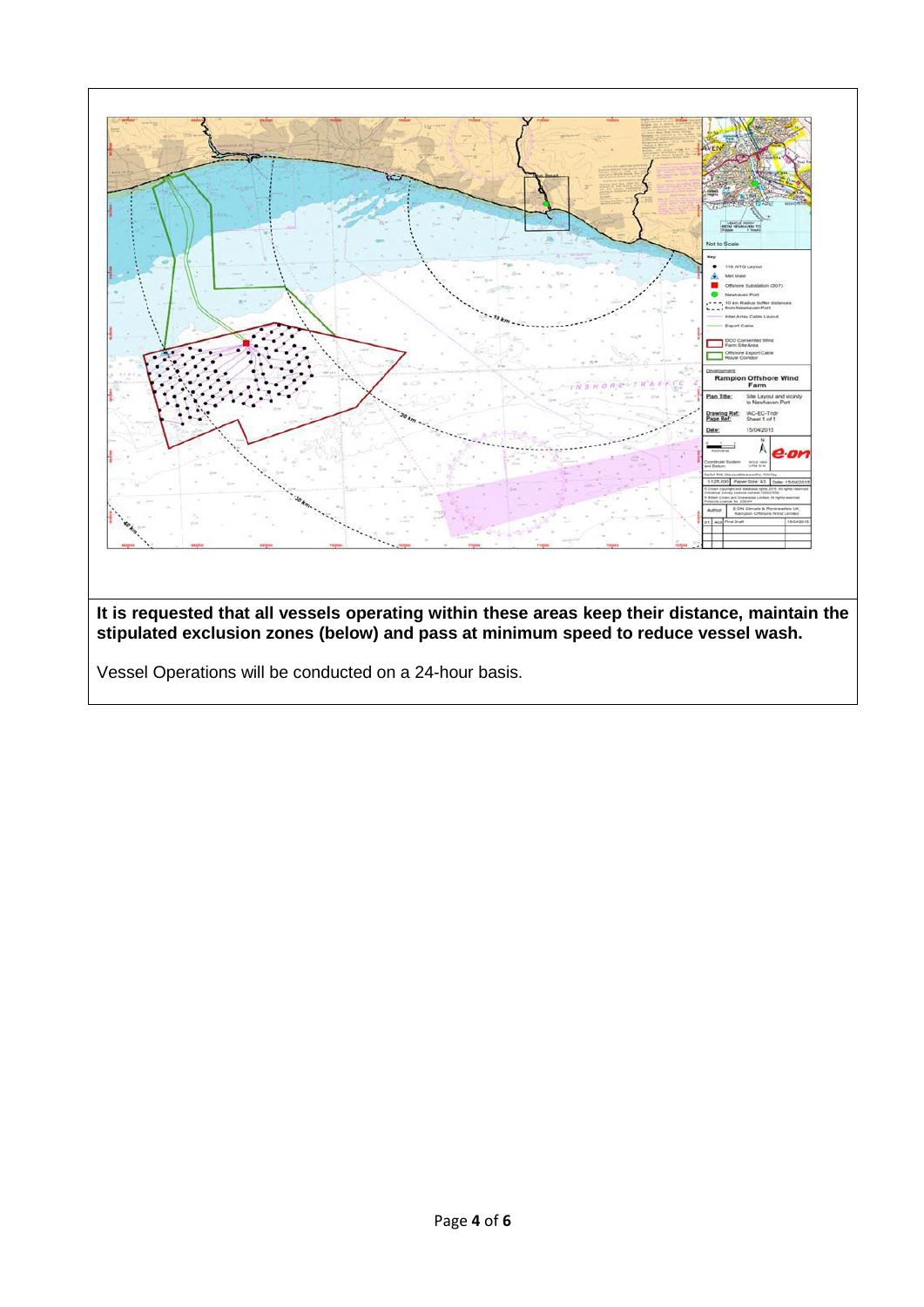**It is requested that all vessels operating within these areas keep their distance, maintain the stipulated exclusion zones (below) and pass at minimum speed to reduce vessel wash.**

Vessel Operations will be conducted on a 24-hour basis.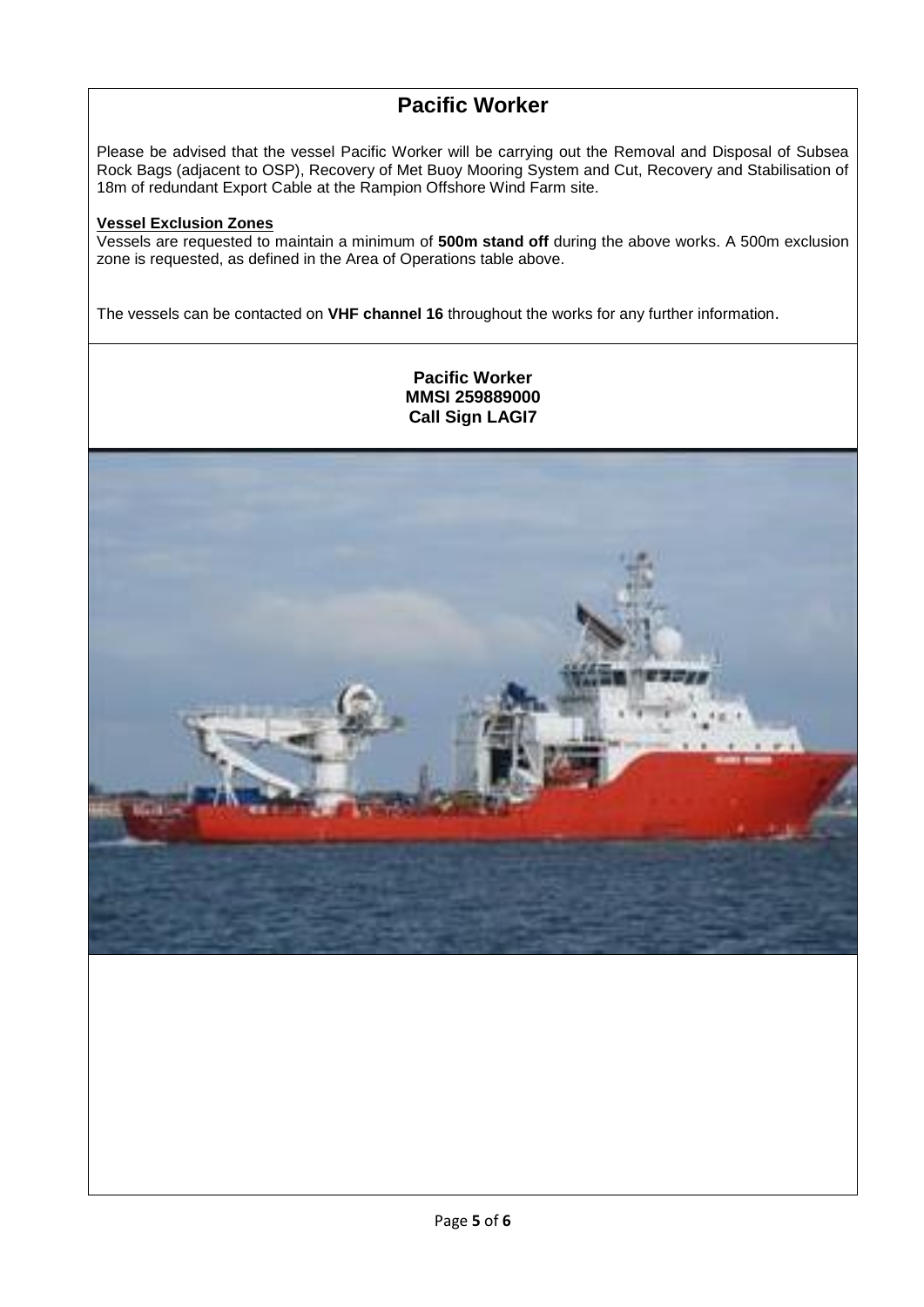# Pacific Worker

Please be advised that the vessel Pacific Worker will be carrying out the Removal and Disposal of Subsea Rock Bags (adjacent to OSP), Recovery of Met Buoy Mooring System and Cut, Recovery and Stabilisation of 18m of redundant Export Cable at the Rampion Offshore Wind Farm site.

**Vessel Exclusion Zones**

Vessels are requested to maintain a minimum of **500m stand off** during the above works. A 500m exclusion zone is requested, as defined in the Area of Operations table above.

The vessels can be contacted on **VHF channel 16** throughout the works for any further information.

**Pacific Worker**
**MMSI 259889000**
**Call Sign LAGI7**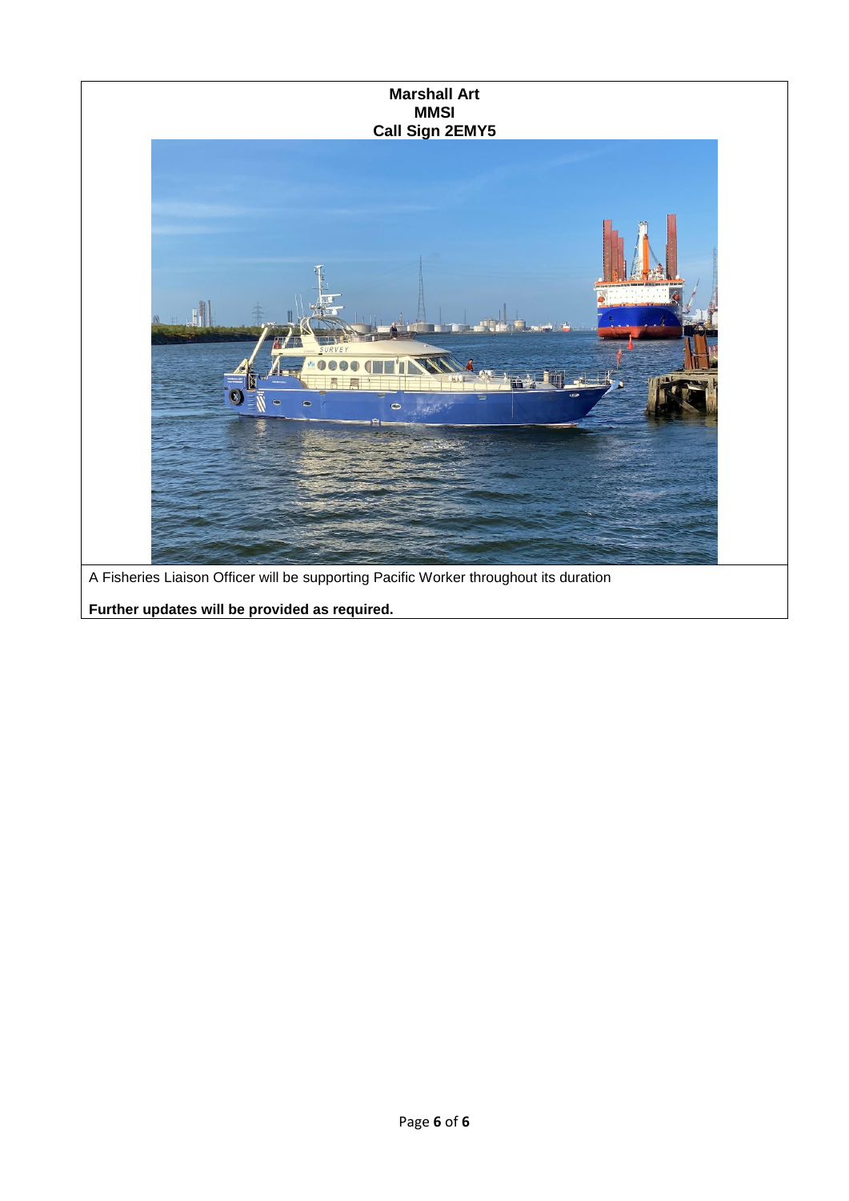**Marshall Art**
**MMSI**
**Call Sign 2EMY5**

A Fisheries Liaison Officer will be supporting Pacific Worker throughout its duration

**Further updates will be provided as required.**